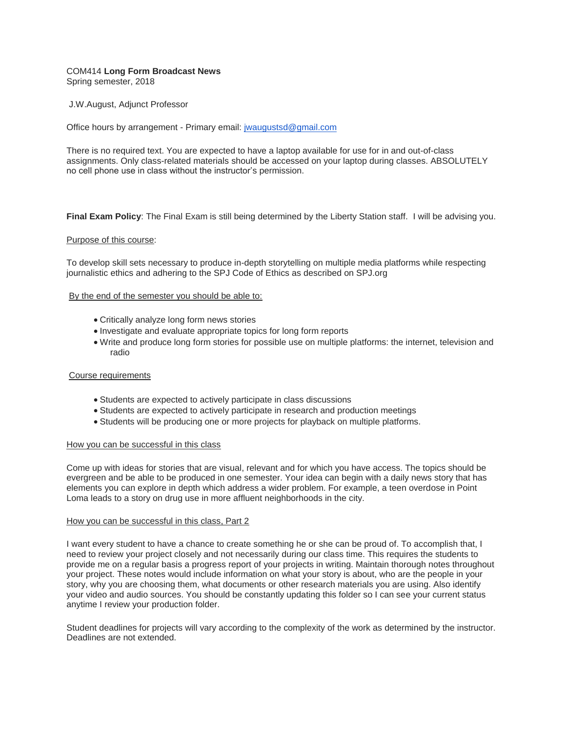COM414 **Long Form Broadcast News**
Spring semester, 2018

J.W.August, Adjunct Professor

Office hours by arrangement - Primary email: [jwaugustsd@gmail.com](mailto:jwaugustsd@gmail.com)

There is no required text. You are expected to have a laptop available for use for in and out-of-class assignments. Only class-related materials should be accessed on your laptop during classes. ABSOLUTELY no cell phone use in class without the instructor's permission.

**Final Exam Policy**: The Final Exam is still being determined by the Liberty Station staff. I will be advising you.

<u>Purpose of this course</u>:

To develop skill sets necessary to produce in-depth storytelling on multiple media platforms while respecting journalistic ethics and adhering to the SPJ Code of Ethics as described on SPJ.org

<u>By the end of the semester you should be able to:</u>

- Critically analyze long form news stories
- Investigate and evaluate appropriate topics for long form reports
- Write and produce long form stories for possible use on multiple platforms: the internet, television and radio

<u>Course requirements</u>

- Students are expected to actively participate in class discussions
- Students are expected to actively participate in research and production meetings
- Students will be producing one or more projects for playback on multiple platforms.

<u>How you can be successful in this class</u>

Come up with ideas for stories that are visual, relevant and for which you have access. The topics should be evergreen and be able to be produced in one semester. Your idea can begin with a daily news story that has elements you can explore in depth which address a wider problem. For example, a teen overdose in Point Loma leads to a story on drug use in more affluent neighborhoods in the city.

<u>How you can be successful in this class, Part 2</u>

I want every student to have a chance to create something he or she can be proud of. To accomplish that, I need to review your project closely and not necessarily during our class time. This requires the students to provide me on a regular basis a progress report of your projects in writing. Maintain thorough notes throughout your project. These notes would include information on what your story is about, who are the people in your story, why you are choosing them, what documents or other research materials you are using. Also identify your video and audio sources. You should be constantly updating this folder so I can see your current status anytime I review your production folder.

Student deadlines for projects will vary according to the complexity of the work as determined by the instructor. Deadlines are not extended.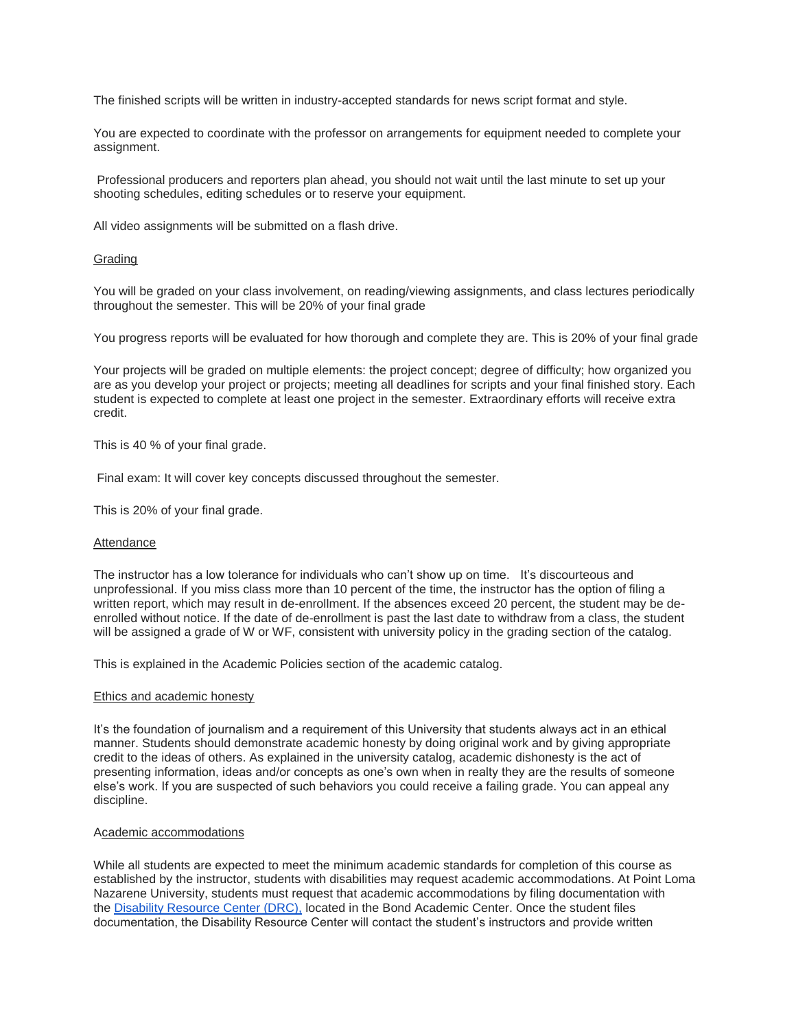The finished scripts will be written in industry-accepted standards for news script format and style.

You are expected to coordinate with the professor on arrangements for equipment needed to complete your assignment.

Professional producers and reporters plan ahead, you should not wait until the last minute to set up your shooting schedules, editing schedules or to reserve your equipment.

All video assignments will be submitted on a flash drive.

## Grading

You will be graded on your class involvement, on reading/viewing assignments, and class lectures periodically throughout the semester. This will be 20% of your final grade

You progress reports will be evaluated for how thorough and complete they are. This is 20% of your final grade

Your projects will be graded on multiple elements: the project concept; degree of difficulty; how organized you are as you develop your project or projects; meeting all deadlines for scripts and your final finished story. Each student is expected to complete at least one project in the semester. Extraordinary efforts will receive extra credit.

This is 40 % of your final grade.

Final exam: It will cover key concepts discussed throughout the semester.

This is 20% of your final grade.

## Attendance

The instructor has a low tolerance for individuals who can't show up on time. It's discourteous and unprofessional. If you miss class more than 10 percent of the time, the instructor has the option of filing a written report, which may result in de-enrollment. If the absences exceed 20 percent, the student may be de-enrolled without notice. If the date of de-enrollment is past the last date to withdraw from a class, the student will be assigned a grade of W or WF, consistent with university policy in the grading section of the catalog.

This is explained in the Academic Policies section of the academic catalog.

## Ethics and academic honesty

It's the foundation of journalism and a requirement of this University that students always act in an ethical manner. Students should demonstrate academic honesty by doing original work and by giving appropriate credit to the ideas of others. As explained in the university catalog, academic dishonesty is the act of presenting information, ideas and/or concepts as one's own when in realty they are the results of someone else's work. If you are suspected of such behaviors you could receive a failing grade. You can appeal any discipline.

## Academic accommodations

While all students are expected to meet the minimum academic standards for completion of this course as established by the instructor, students with disabilities may request academic accommodations. At Point Loma Nazarene University, students must request that academic accommodations by filing documentation with the [Disability Resource Center (DRC),](#) located in the Bond Academic Center. Once the student files documentation, the Disability Resource Center will contact the student's instructors and provide written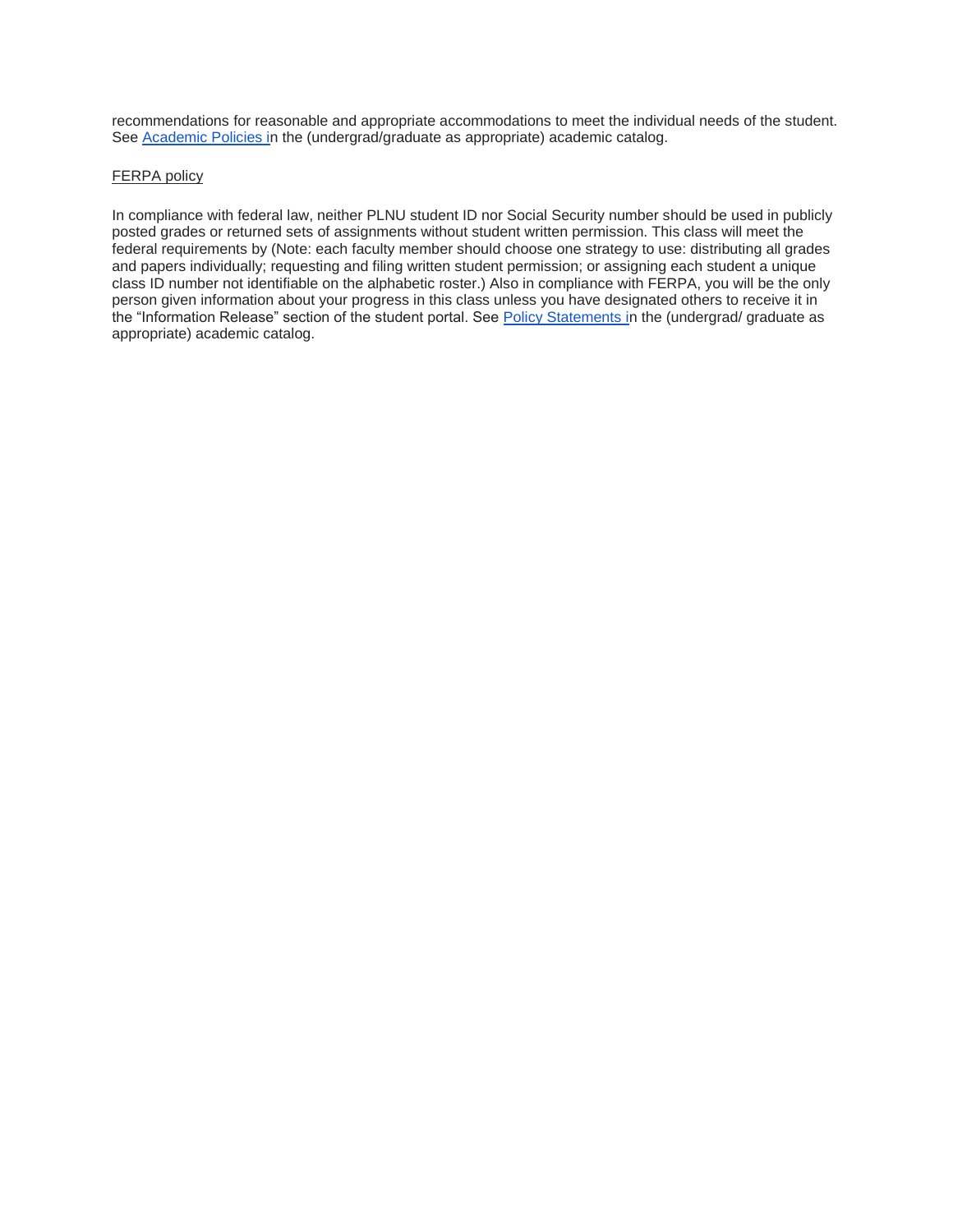recommendations for reasonable and appropriate accommodations to meet the individual needs of the student. See [Academic Policies i]n the (undergrad/graduate as appropriate) academic catalog.

FERPA policy

In compliance with federal law, neither PLNU student ID nor Social Security number should be used in publicly posted grades or returned sets of assignments without student written permission. This class will meet the federal requirements by (Note: each faculty member should choose one strategy to use: distributing all grades and papers individually; requesting and filing written student permission; or assigning each student a unique class ID number not identifiable on the alphabetic roster.) Also in compliance with FERPA, you will be the only person given information about your progress in this class unless you have designated others to receive it in the “Information Release” section of the student portal. See [Policy Statements i]n the (undergrad/ graduate as appropriate) academic catalog.